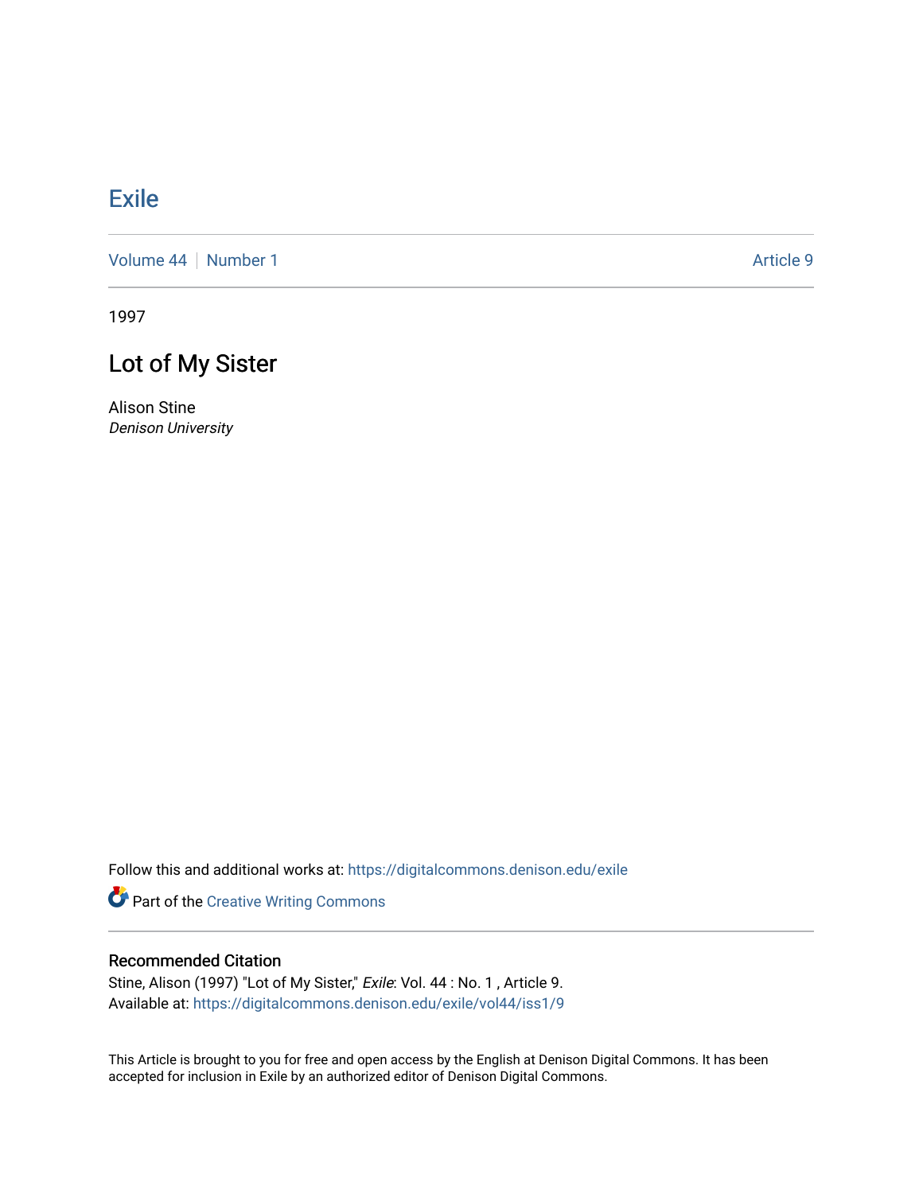# Exile

Volume 44 | Number 1 Article 9

1997

## Lot of My Sister

Alison Stine
*Denison University*

Follow this and additional works at: https://digitalcommons.denison.edu/exile

Part of the Creative Writing Commons

### Recommended Citation

Stine, Alison (1997) "Lot of My Sister," *Exile*: Vol. 44 : No. 1 , Article 9.
Available at: https://digitalcommons.denison.edu/exile/vol44/iss1/9

This Article is brought to you for free and open access by the English at Denison Digital Commons. It has been accepted for inclusion in Exile by an authorized editor of Denison Digital Commons.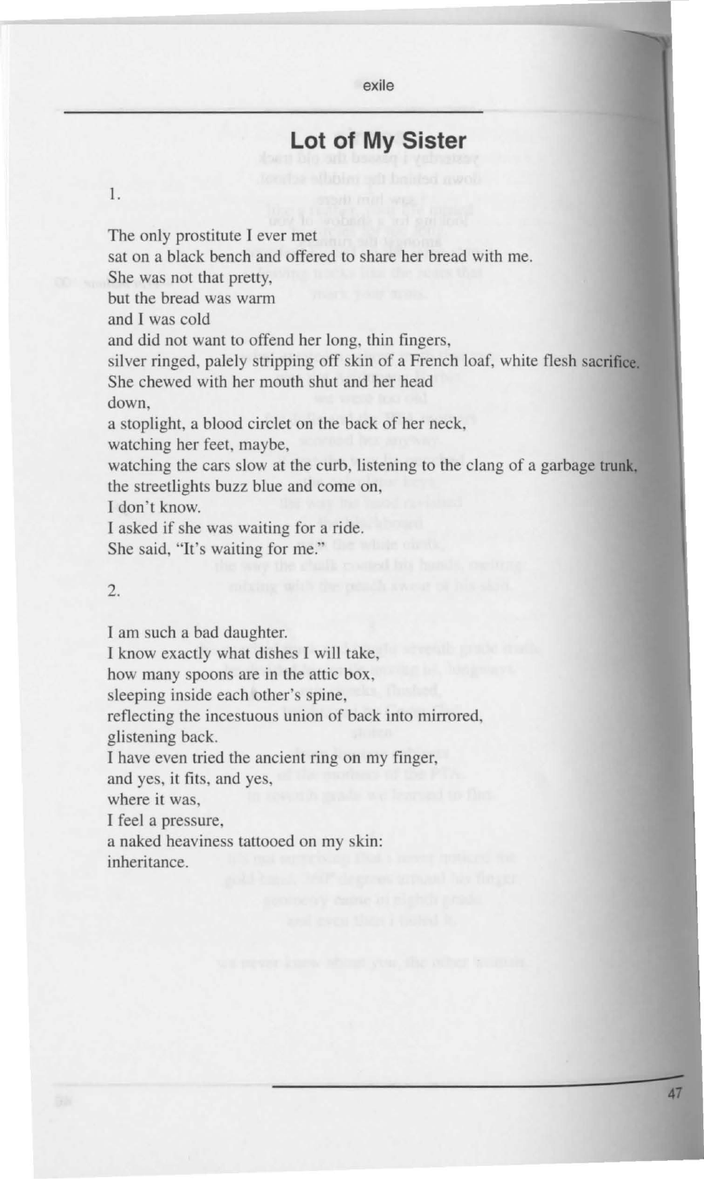## Lot of My Sister

1.

The only prostitute I ever met
sat on a black bench and offered to share her bread with me.
She was not that pretty,
but the bread was warm
and I was cold
and did not want to offend her long, thin fingers,
silver ringed, palely stripping off skin of a French loaf, white flesh sacrifice.
She chewed with her mouth shut and her head
down,
a stoplight, a blood circlet on the back of her neck,
watching her feet, maybe,
watching the cars slow at the curb, listening to the clang of a garbage truck,
the streetlights buzz blue and come on,
I don't know.
I asked if she was waiting for a ride.
She said, "It's waiting for me."

2.

I am such a bad daughter.
I know exactly what dishes I will take,
how many spoons are in the attic box,
sleeping inside each other's spine,
reflecting the incestuous union of back into mirrored,
glistening back.
I have even tried the ancient ring on my finger,
and yes, it fits, and yes,
where it was,
I feel a pressure,
a naked heaviness tattooed on my skin:
inheritance.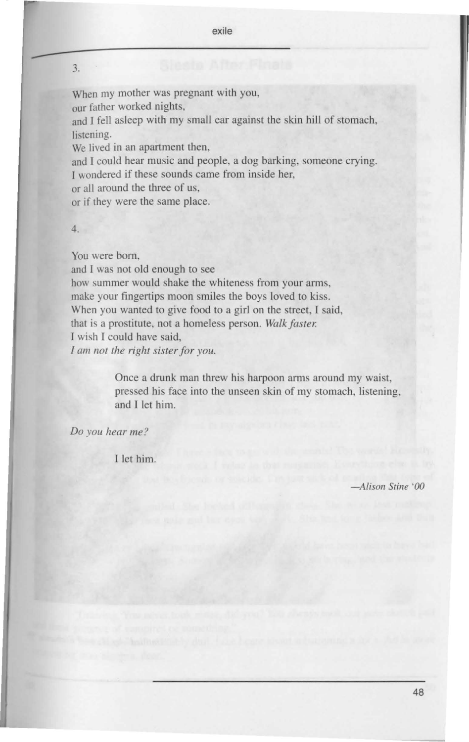3.

When my mother was pregnant with you,
our father worked nights,
and I fell asleep with my small ear against the skin hill of stomach,
listening.
We lived in an apartment then,
and I could hear music and people, a dog barking, someone crying.
I wondered if these sounds came from inside her,
or all around the three of us,
or if they were the same place.

4.

You were born,
and I was not old enough to see
how summer would shake the whiteness from your arms,
make your fingertips moon smiles the boys loved to kiss.
When you wanted to give food to a girl on the street, I said,
that is a prostitute, not a homeless person. *Walk faster.*
I wish I could have said,
*I am not the right sister for you.*

> Once a drunk man threw his harpoon arms around my waist,
> pressed his face into the unseen skin of my stomach, listening,
> and I let him.

*Do you hear me?*

> I let him.

*—Alison Stine '00*